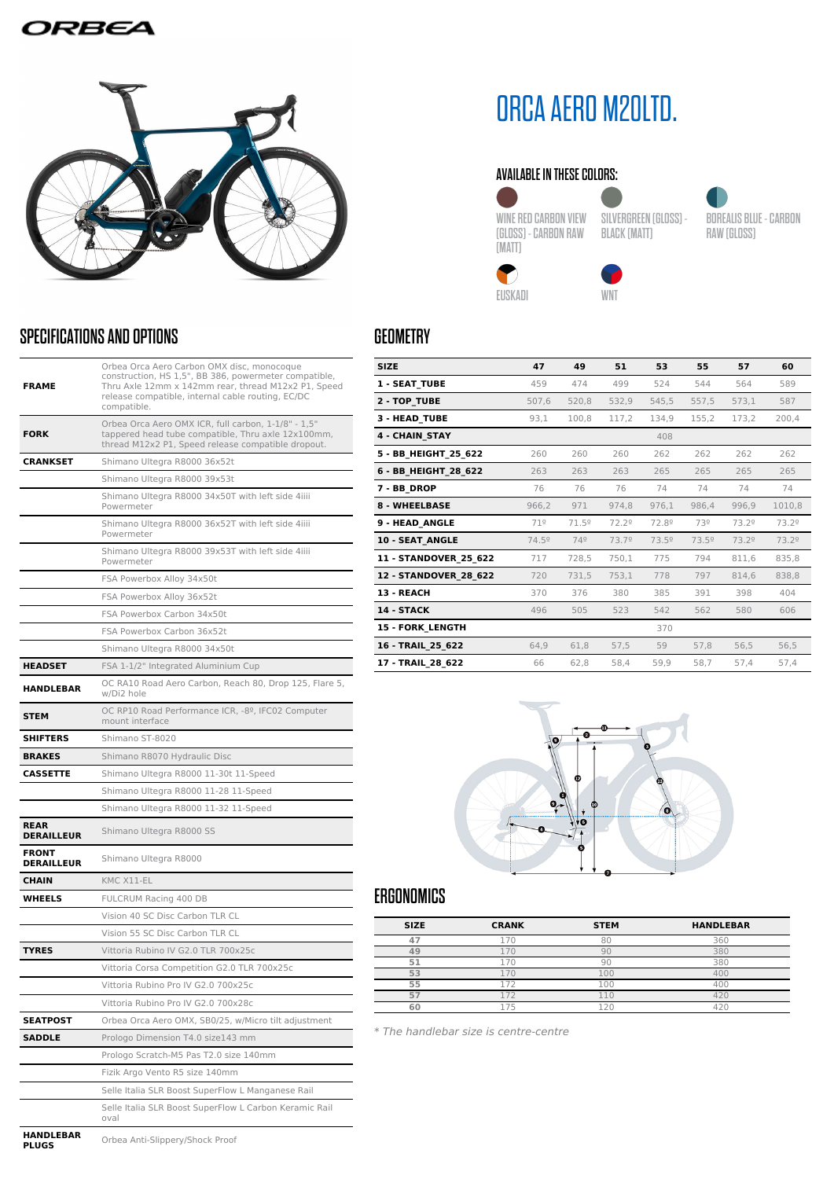# ORCA AERO M20LTD.

## AVAILABLE IN THESE COLORS:

- WINE RED CARBON VIEW (GLOSS) - CARBON RAW (MATT)
- SILVERGREEN (GLOSS) - BLACK (MATT)
- BOREALIS BLUE - CARBON RAW (GLOSS)
- EUSKADI
- WNT

## SPECIFICATIONS AND OPTIONS

| | |
|---|---|
| **FRAME** | Orbea Orca Aero Carbon OMX disc, monocoque construction, HS 1,5", BB 386, powermeter compatible, Thru Axle 12mm x 142mm rear, thread M12x2 P1, Speed release compatible, internal cable routing, EC/DC compatible. |
| **FORK** | Orbea Orca Aero OMX ICR, full carbon, 1-1/8" - 1,5" tappered head tube compatible, Thru axle 12x100mm, thread M12x2 P1, Speed release compatible dropout. |
| **CRANKSET** | Shimano Ultegra R8000 36x52t |
| | Shimano Ultegra R8000 39x53t |
| | Shimano Ultegra R8000 34x50T with left side 4iiii Powermeter |
| | Shimano Ultegra R8000 36x52T with left side 4iiii Powermeter |
| | Shimano Ultegra R8000 39x53T with left side 4iiii Powermeter |
| | FSA Powerbox Alloy 34x50t |
| | FSA Powerbox Alloy 36x52t |
| | FSA Powerbox Carbon 34x50t |
| | FSA Powerbox Carbon 36x52t |
| | Shimano Ultegra R8000 34x50t |
| **HEADSET** | FSA 1-1/2" Integrated Aluminium Cup |
| **HANDLEBAR** | OC RA10 Road Aero Carbon, Reach 80, Drop 125, Flare 5, w/Di2 hole |
| **STEM** | OC RP10 Road Performance ICR, -8º, IFC02 Computer mount interface |
| **SHIFTERS** | Shimano ST-8020 |
| **BRAKES** | Shimano R8070 Hydraulic Disc |
| **CASSETTE** | Shimano Ultegra R8000 11-30t 11-Speed |
| | Shimano Ultegra R8000 11-28 11-Speed |
| | Shimano Ultegra R8000 11-32 11-Speed |
| **REAR DERAILLEUR** | Shimano Ultegra R8000 SS |
| **FRONT DERAILLEUR** | Shimano Ultegra R8000 |
| **CHAIN** | KMC X11-EL |
| **WHEELS** | FULCRUM Racing 400 DB |
| | Vision 40 SC Disc Carbon TLR CL |
| | Vision 55 SC Disc Carbon TLR CL |
| **TYRES** | Vittoria Rubino IV G2.0 TLR 700x25c |
| | Vittoria Corsa Competition G2.0 TLR 700x25c |
| | Vittoria Rubino Pro IV G2.0 700x25c |
| | Vittoria Rubino Pro IV G2.0 700x28c |
| **SEATPOST** | Orbea Orca Aero OMX, SB0/25, w/Micro tilt adjustment |
| **SADDLE** | Prologo Dimension T4.0 size143 mm |
| | Prologo Scratch-M5 Pas T2.0 size 140mm |
| | Fizik Argo Vento R5 size 140mm |
| | Selle Italia SLR Boost SuperFlow L Manganese Rail |
| | Selle Italia SLR Boost SuperFlow L Carbon Keramic Rail oval |
| **HANDLEBAR PLUGS** | Orbea Anti-Slippery/Shock Proof |

## GEOMETRY

| SIZE | 47 | 49 | 51 | 53 | 55 | 57 | 60 |
|---|---|---|---|---|---|---|---|
| 1 - SEAT_TUBE | 459 | 474 | 499 | 524 | 544 | 564 | 589 |
| 2 - TOP_TUBE | 507,6 | 520,8 | 532,9 | 545,5 | 557,5 | 573,1 | 587 |
| 3 - HEAD_TUBE | 93,1 | 100,8 | 117,2 | 134,9 | 155,2 | 173,2 | 200,4 |
| 4 - CHAIN_STAY | | | | 408 | | | |
| 5 - BB_HEIGHT_25_622 | 260 | 260 | 260 | 262 | 262 | 262 | 262 |
| 6 - BB_HEIGHT_28_622 | 263 | 263 | 263 | 265 | 265 | 265 | 265 |
| 7 - BB_DROP | 76 | 76 | 76 | 74 | 74 | 74 | 74 |
| 8 - WHEELBASE | 966,2 | 971 | 974,8 | 976,1 | 986,4 | 996,9 | 1010,8 |
| 9 - HEAD_ANGLE | 71º | 71.5º | 72.2º | 72.8º | 73º | 73.2º | 73.2º |
| 10 - SEAT_ANGLE | 74.5º | 74º | 73.7º | 73.5º | 73.5º | 73.2º | 73.2º |
| 11 - STANDOVER_25_622 | 717 | 728,5 | 750,1 | 775 | 794 | 811,6 | 835,8 |
| 12 - STANDOVER_28_622 | 720 | 731,5 | 753,1 | 778 | 797 | 814,6 | 838,8 |
| 13 - REACH | 370 | 376 | 380 | 385 | 391 | 398 | 404 |
| 14 - STACK | 496 | 505 | 523 | 542 | 562 | 580 | 606 |
| 15 - FORK_LENGTH | | | | 370 | | | |
| 16 - TRAIL_25_622 | 64,9 | 61,8 | 57,5 | 59 | 57,8 | 56,5 | 56,5 |
| 17 - TRAIL_28_622 | 66 | 62,8 | 58,4 | 59,9 | 58,7 | 57,4 | 57,4 |

## ERGONOMICS

| SIZE | CRANK | STEM | HANDLEBAR |
|---|---|---|---|
| 47 | 170 | 80 | 360 |
| 49 | 170 | 90 | 380 |
| 51 | 170 | 90 | 380 |
| 53 | 170 | 100 | 400 |
| 55 | 172 | 100 | 400 |
| 57 | 172 | 110 | 420 |
| 60 | 175 | 120 | 420 |

*\* The handlebar size is centre-centre*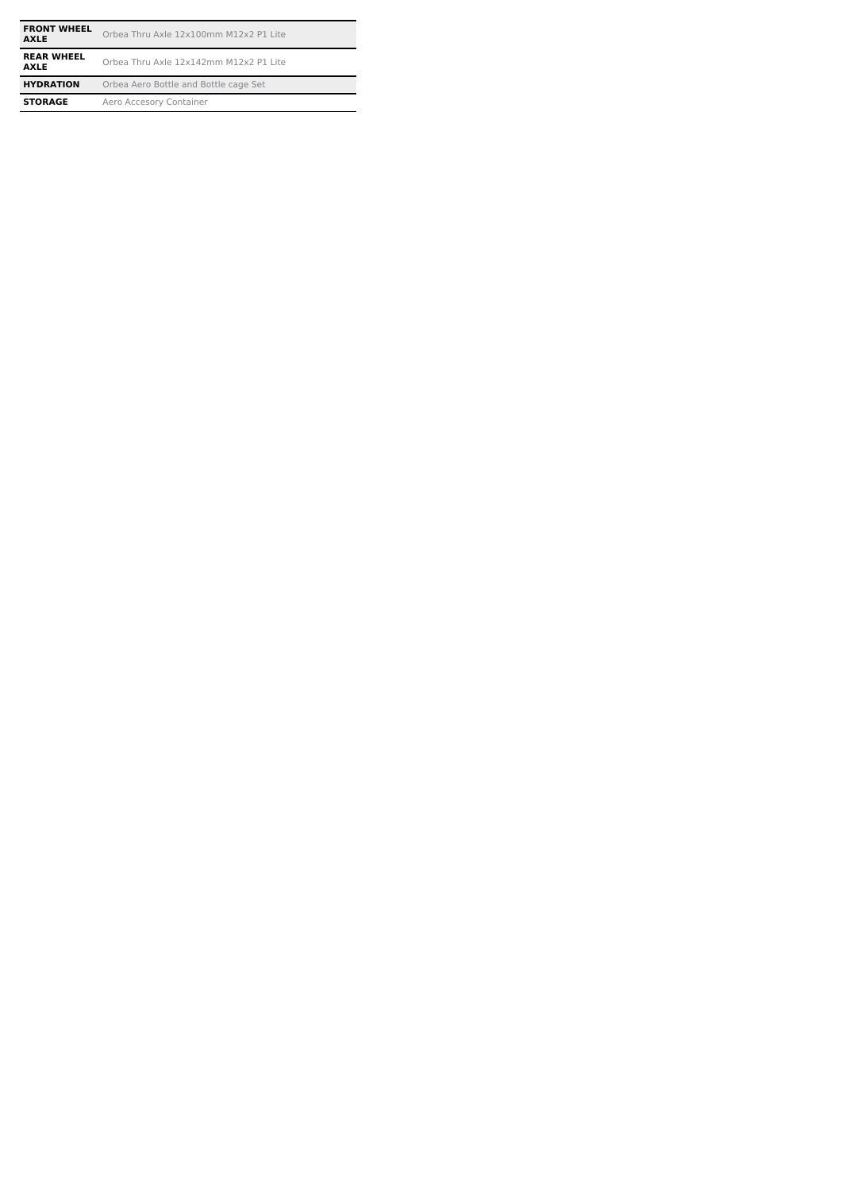| | |
|---|---|
| **FRONT WHEEL AXLE** | Orbea Thru Axle 12x100mm M12x2 P1 Lite |
| **REAR WHEEL AXLE** | Orbea Thru Axle 12x142mm M12x2 P1 Lite |
| **HYDRATION** | Orbea Aero Bottle and Bottle cage Set |
| **STORAGE** | Aero Accesory Container |